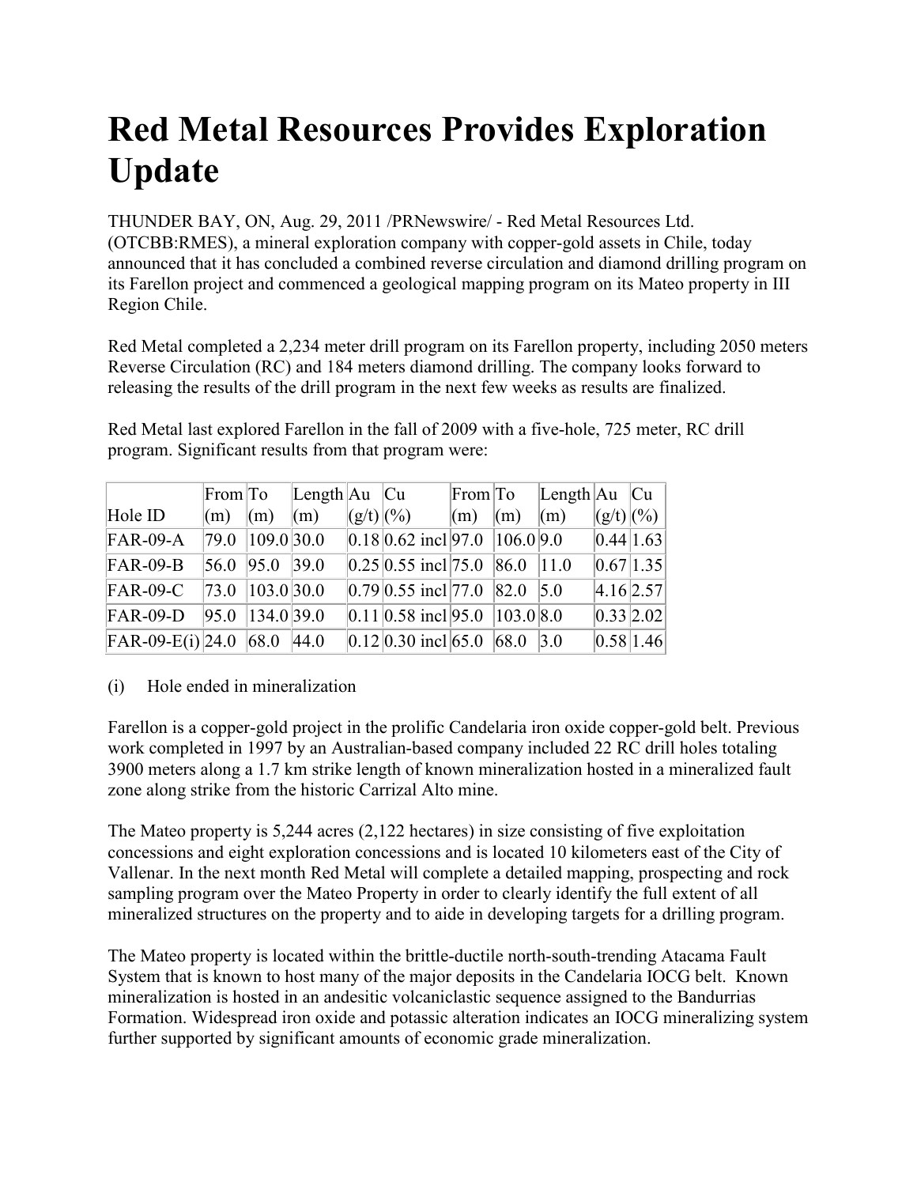# Red Metal Resources Provides Exploration Update

THUNDER BAY, ON, Aug. 29, 2011 /PRNewswire/ - Red Metal Resources Ltd. (OTCBB:RMES), a mineral exploration company with copper-gold assets in Chile, today announced that it has concluded a combined reverse circulation and diamond drilling program on its Farellon project and commenced a geological mapping program on its Mateo property in III Region Chile.

Red Metal completed a 2,234 meter drill program on its Farellon property, including 2050 meters Reverse Circulation (RC) and 184 meters diamond drilling. The company looks forward to releasing the results of the drill program in the next few weeks as results are finalized.

Red Metal last explored Farellon in the fall of 2009 with a five-hole, 725 meter, RC drill program. Significant results from that program were:

| Hole ID | From (m) | To (m) | Length (m) | Au (g/t) | Cu (%) | | From (m) | To (m) | Length (m) | Au (g/t) | Cu (%) |
|---|---|---|---|---|---|---|---|---|---|---|---|
| FAR-09-A | 79.0 | 109.0 | 30.0 | 0.18 | 0.62 | incl | 97.0 | 106.0 | 9.0 | 0.44 | 1.63 |
| FAR-09-B | 56.0 | 95.0 | 39.0 | 0.25 | 0.55 | incl | 75.0 | 86.0 | 11.0 | 0.67 | 1.35 |
| FAR-09-C | 73.0 | 103.0 | 30.0 | 0.79 | 0.55 | incl | 77.0 | 82.0 | 5.0 | 4.16 | 2.57 |
| FAR-09-D | 95.0 | 134.0 | 39.0 | 0.11 | 0.58 | incl | 95.0 | 103.0 | 8.0 | 0.33 | 2.02 |
| FAR-09-E(i) | 24.0 | 68.0 | 44.0 | 0.12 | 0.30 | incl | 65.0 | 68.0 | 3.0 | 0.58 | 1.46 |

(i) Hole ended in mineralization

Farellon is a copper-gold project in the prolific Candelaria iron oxide copper-gold belt. Previous work completed in 1997 by an Australian-based company included 22 RC drill holes totaling 3900 meters along a 1.7 km strike length of known mineralization hosted in a mineralized fault zone along strike from the historic Carrizal Alto mine.

The Mateo property is 5,244 acres (2,122 hectares) in size consisting of five exploitation concessions and eight exploration concessions and is located 10 kilometers east of the City of Vallenar. In the next month Red Metal will complete a detailed mapping, prospecting and rock sampling program over the Mateo Property in order to clearly identify the full extent of all mineralized structures on the property and to aide in developing targets for a drilling program.

The Mateo property is located within the brittle-ductile north-south-trending Atacama Fault System that is known to host many of the major deposits in the Candelaria IOCG belt. Known mineralization is hosted in an andesitic volcaniclastic sequence assigned to the Bandurrias Formation. Widespread iron oxide and potassic alteration indicates an IOCG mineralizing system further supported by significant amounts of economic grade mineralization.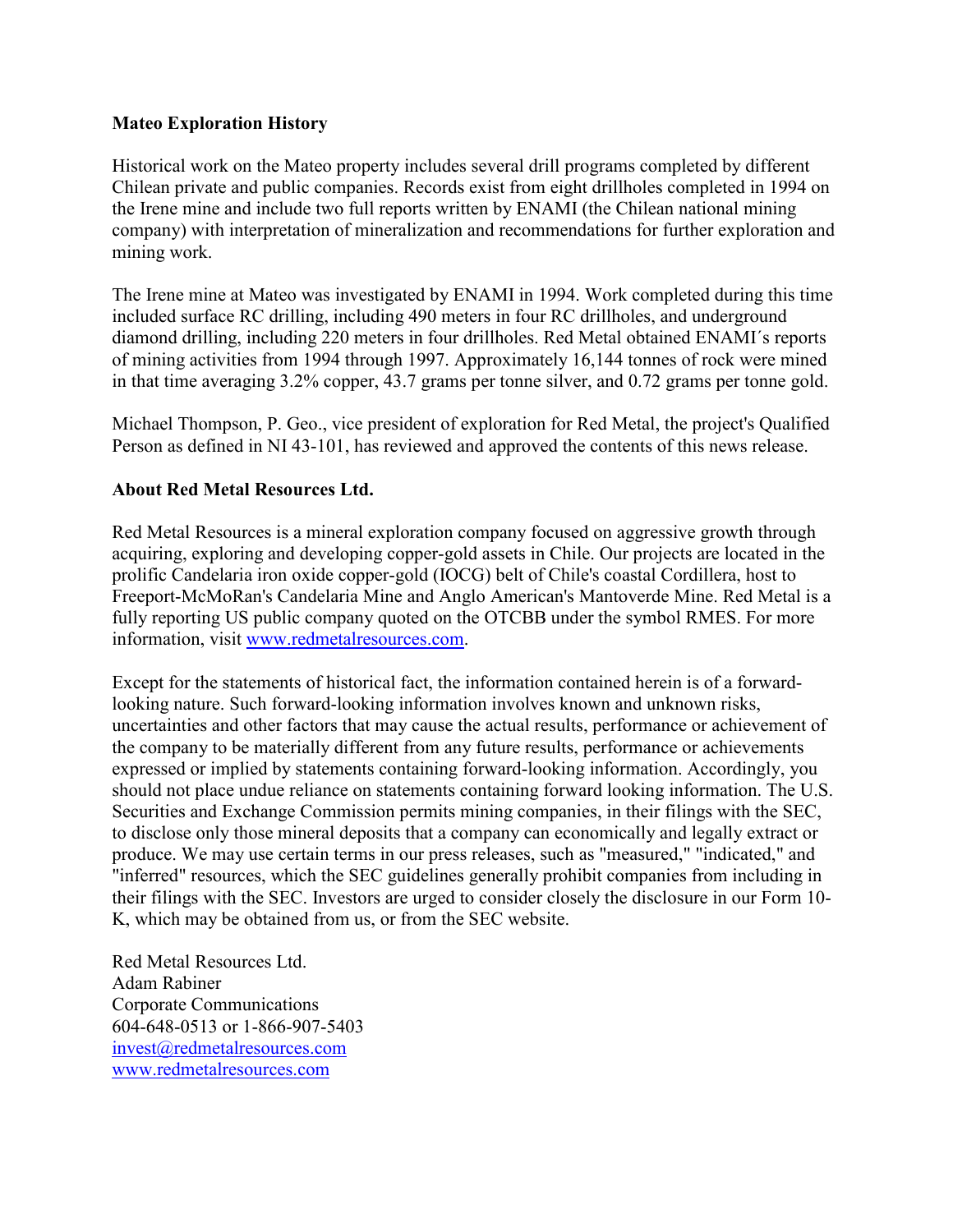**Mateo Exploration History**

Historical work on the Mateo property includes several drill programs completed by different Chilean private and public companies. Records exist from eight drillholes completed in 1994 on the Irene mine and include two full reports written by ENAMI (the Chilean national mining company) with interpretation of mineralization and recommendations for further exploration and mining work.

The Irene mine at Mateo was investigated by ENAMI in 1994. Work completed during this time included surface RC drilling, including 490 meters in four RC drillholes, and underground diamond drilling, including 220 meters in four drillholes. Red Metal obtained ENAMI´s reports of mining activities from 1994 through 1997. Approximately 16,144 tonnes of rock were mined in that time averaging 3.2% copper, 43.7 grams per tonne silver, and 0.72 grams per tonne gold.

Michael Thompson, P. Geo., vice president of exploration for Red Metal, the project's Qualified Person as defined in NI 43-101, has reviewed and approved the contents of this news release.

**About Red Metal Resources Ltd.**

Red Metal Resources is a mineral exploration company focused on aggressive growth through acquiring, exploring and developing copper-gold assets in Chile. Our projects are located in the prolific Candelaria iron oxide copper-gold (IOCG) belt of Chile's coastal Cordillera, host to Freeport-McMoRan's Candelaria Mine and Anglo American's Mantoverde Mine. Red Metal is a fully reporting US public company quoted on the OTCBB under the symbol RMES. For more information, visit [www.redmetalresources.com](www.redmetalresources.com).

Except for the statements of historical fact, the information contained herein is of a forward-looking nature. Such forward-looking information involves known and unknown risks, uncertainties and other factors that may cause the actual results, performance or achievement of the company to be materially different from any future results, performance or achievements expressed or implied by statements containing forward-looking information. Accordingly, you should not place undue reliance on statements containing forward looking information. The U.S. Securities and Exchange Commission permits mining companies, in their filings with the SEC, to disclose only those mineral deposits that a company can economically and legally extract or produce. We may use certain terms in our press releases, such as "measured," "indicated," and "inferred" resources, which the SEC guidelines generally prohibit companies from including in their filings with the SEC. Investors are urged to consider closely the disclosure in our Form 10-K, which may be obtained from us, or from the SEC website.

Red Metal Resources Ltd.
Adam Rabiner
Corporate Communications
604-648-0513 or 1-866-907-5403
[invest@redmetalresources.com](mailto:invest@redmetalresources.com)
[www.redmetalresources.com](www.redmetalresources.com)